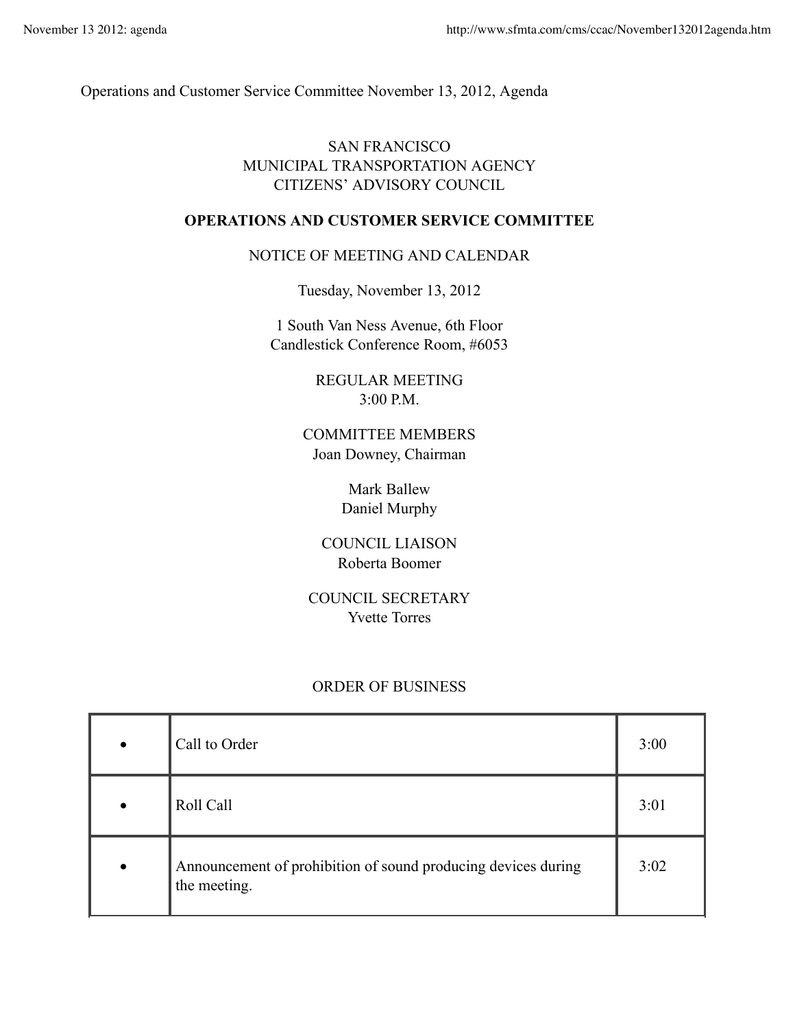Operations and Customer Service Committee November 13, 2012, Agenda

SAN FRANCISCO
MUNICIPAL TRANSPORTATION AGENCY
CITIZENS' ADVISORY COUNCIL

**OPERATIONS AND CUSTOMER SERVICE COMMITTEE**

NOTICE OF MEETING AND CALENDAR

Tuesday, November 13, 2012

1 South Van Ness Avenue, 6th Floor
Candlestick Conference Room, #6053

REGULAR MEETING
3:00 P.M.

COMMITTEE MEMBERS
Joan Downey, Chairman

Mark Ballew
Daniel Murphy

COUNCIL LIAISON
Roberta Boomer

COUNCIL SECRETARY
Yvette Torres

ORDER OF BUSINESS

| | | |
|---|---|---|
| • | Call to Order | 3:00 |
| • | Roll Call | 3:01 |
| • | Announcement of prohibition of sound producing devices during the meeting. | 3:02 |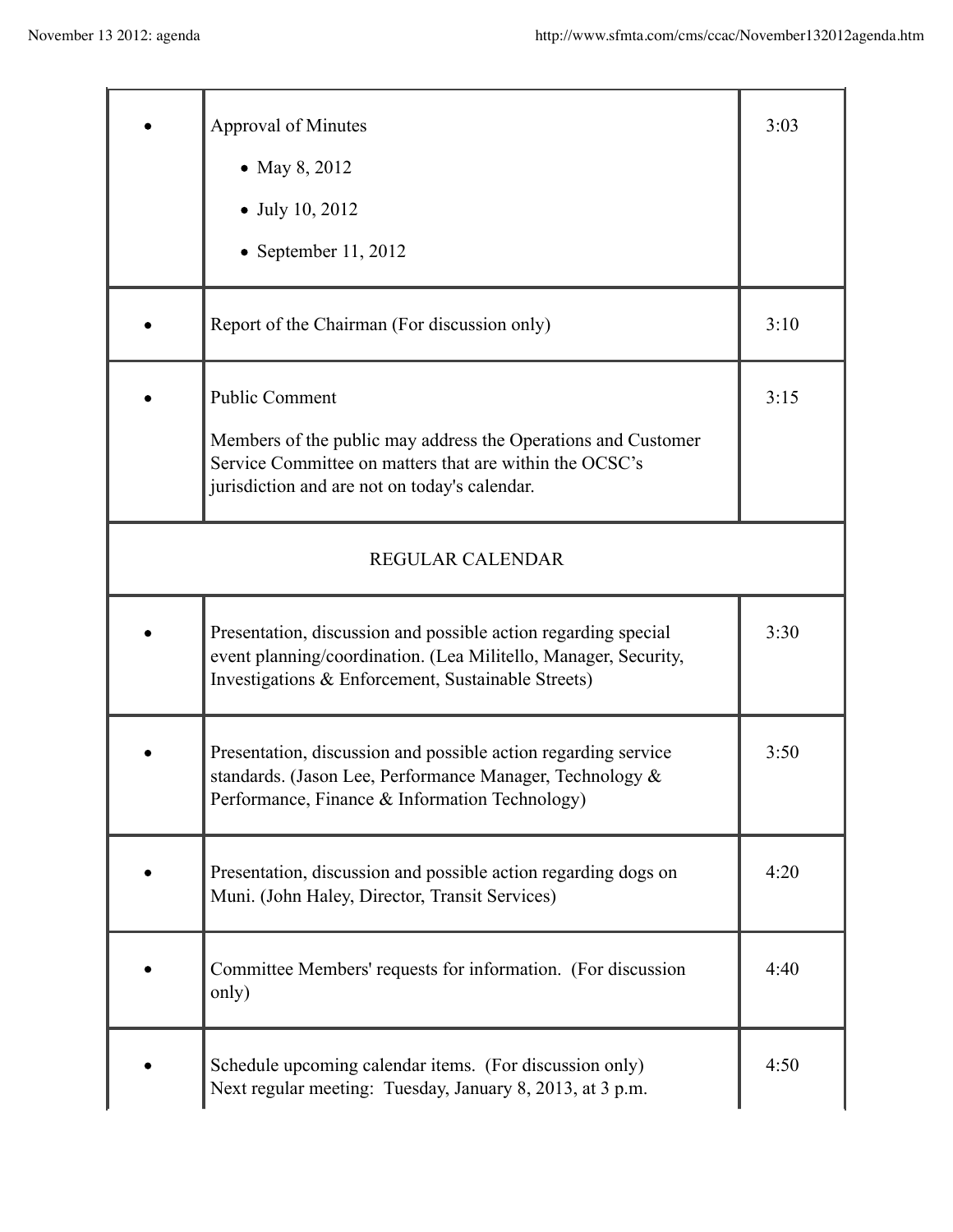| | | |
|---|---|---|
| • | Approval of Minutes<br>• May 8, 2012<br>• July 10, 2012<br>• September 11, 2012 | 3:03 |
| • | Report of the Chairman (For discussion only) | 3:10 |
| • | Public Comment<br><br>Members of the public may address the Operations and Customer Service Committee on matters that are within the OCSC's jurisdiction and are not on today's calendar. | 3:15 |
| | REGULAR CALENDAR | |
| • | Presentation, discussion and possible action regarding special event planning/coordination. (Lea Militello, Manager, Security, Investigations & Enforcement, Sustainable Streets) | 3:30 |
| • | Presentation, discussion and possible action regarding service standards. (Jason Lee, Performance Manager, Technology & Performance, Finance & Information Technology) | 3:50 |
| • | Presentation, discussion and possible action regarding dogs on Muni. (John Haley, Director, Transit Services) | 4:20 |
| • | Committee Members' requests for information. (For discussion only) | 4:40 |
| • | Schedule upcoming calendar items. (For discussion only)<br>Next regular meeting: Tuesday, January 8, 2013, at 3 p.m. | 4:50 |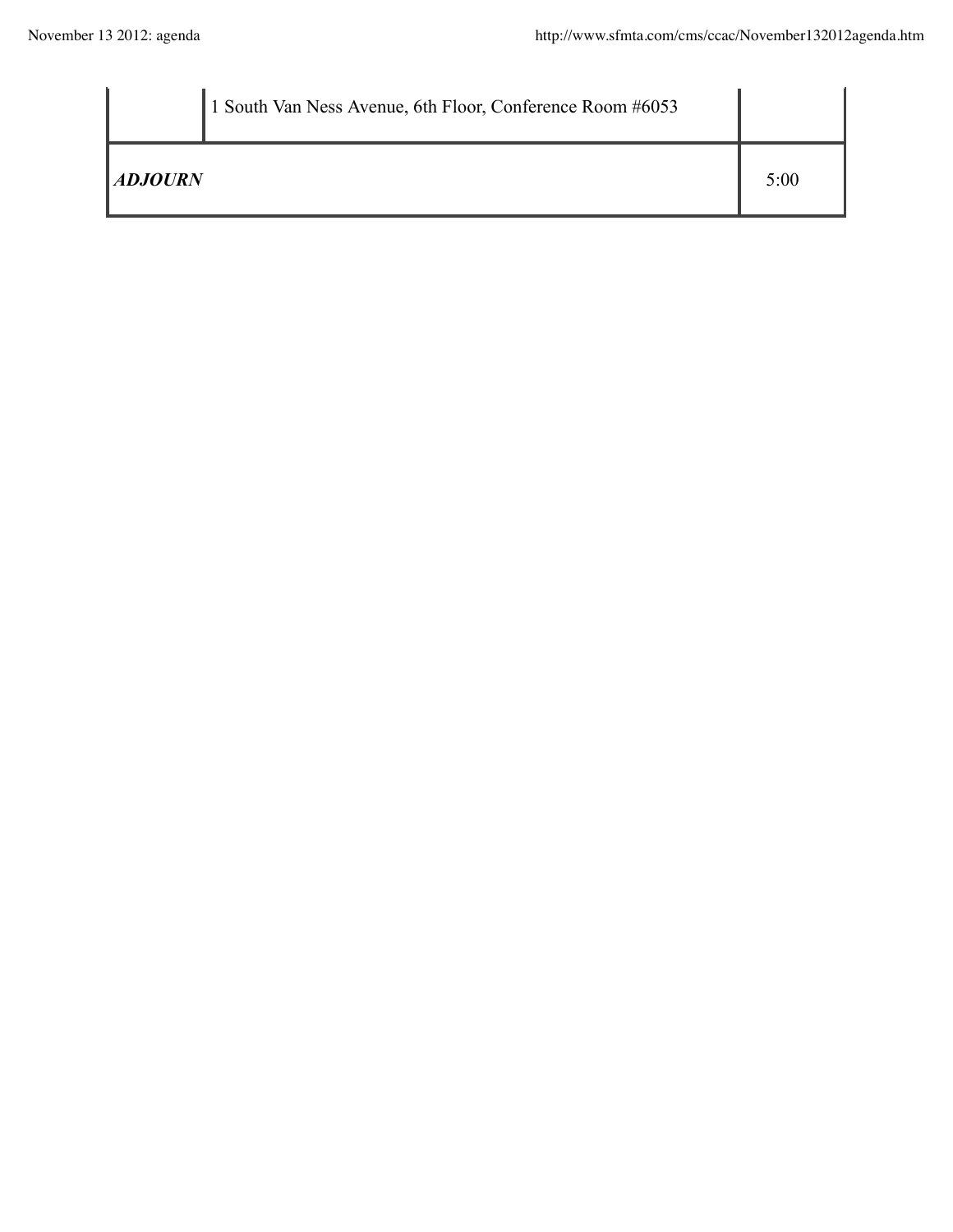| | | |
|---|---|---|
| | 1 South Van Ness Avenue, 6th Floor, Conference Room #6053 | |
| ***ADJOURN*** | | 5:00 |